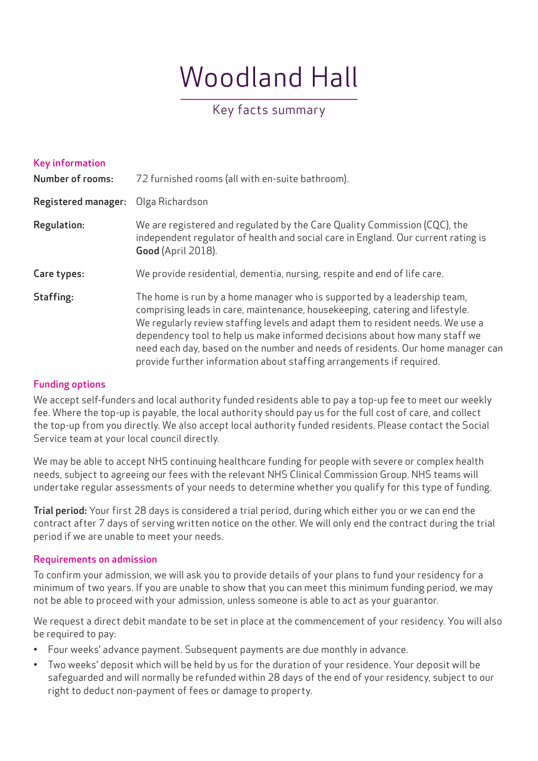# Woodland Hall

## Key facts summary

### Key information

**Number of rooms:** 72 furnished rooms (all with en-suite bathroom).

**Registered manager:** Olga Richardson

**Regulation:** We are registered and regulated by the Care Quality Commission (CQC), the independent regulator of health and social care in England. Our current rating is **Good** (April 2018).

**Care types:** We provide residential, dementia, nursing, respite and end of life care.

**Staffing:** The home is run by a home manager who is supported by a leadership team, comprising leads in care, maintenance, housekeeping, catering and lifestyle. We regularly review staffing levels and adapt them to resident needs. We use a dependency tool to help us make informed decisions about how many staff we need each day, based on the number and needs of residents. Our home manager can provide further information about staffing arrangements if required.

### Funding options

We accept self-funders and local authority funded residents able to pay a top-up fee to meet our weekly fee. Where the top-up is payable, the local authority should pay us for the full cost of care, and collect the top-up from you directly. We also accept local authority funded residents. Please contact the Social Service team at your local council directly.

We may be able to accept NHS continuing healthcare funding for people with severe or complex health needs, subject to agreeing our fees with the relevant NHS Clinical Commission Group. NHS teams will undertake regular assessments of your needs to determine whether you qualify for this type of funding.

**Trial period:** Your first 28 days is considered a trial period, during which either you or we can end the contract after 7 days of serving written notice on the other. We will only end the contract during the trial period if we are unable to meet your needs.

### Requirements on admission

To confirm your admission, we will ask you to provide details of your plans to fund your residency for a minimum of two years. If you are unable to show that you can meet this minimum funding period, we may not be able to proceed with your admission, unless someone is able to act as your guarantor.

We request a direct debit mandate to be set in place at the commencement of your residency. You will also be required to pay:

- Four weeks' advance payment. Subsequent payments are due monthly in advance.
- Two weeks' deposit which will be held by us for the duration of your residence. Your deposit will be safeguarded and will normally be refunded within 28 days of the end of your residency, subject to our right to deduct non-payment of fees or damage to property.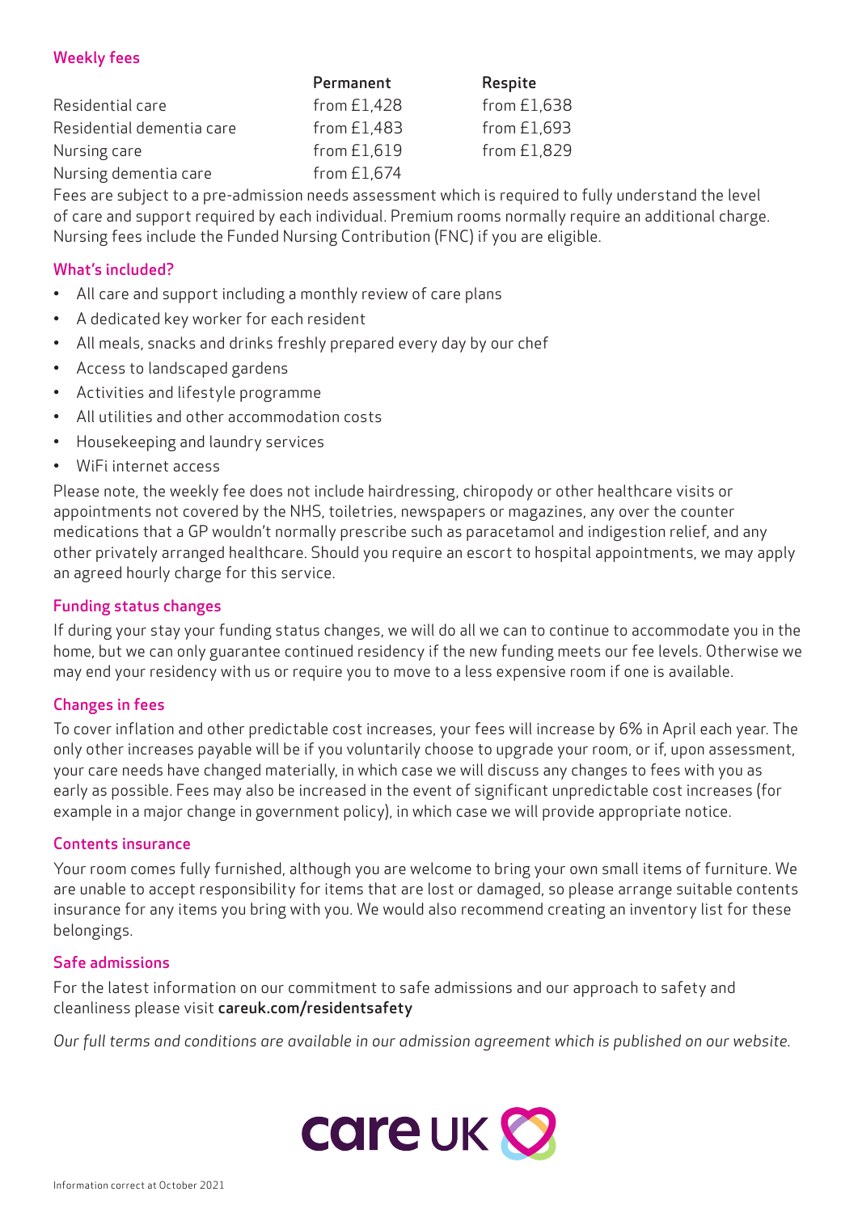## Weekly fees

| | Permanent | Respite |
|---|---|---|
| Residential care | from £1,428 | from £1,638 |
| Residential dementia care | from £1,483 | from £1,693 |
| Nursing care | from £1,619 | from £1,829 |
| Nursing dementia care | from £1,674 | |

Fees are subject to a pre-admission needs assessment which is required to fully understand the level of care and support required by each individual. Premium rooms normally require an additional charge. Nursing fees include the Funded Nursing Contribution (FNC) if you are eligible.

## What's included?

- All care and support including a monthly review of care plans
- A dedicated key worker for each resident
- All meals, snacks and drinks freshly prepared every day by our chef
- Access to landscaped gardens
- Activities and lifestyle programme
- All utilities and other accommodation costs
- Housekeeping and laundry services
- WiFi internet access

Please note, the weekly fee does not include hairdressing, chiropody or other healthcare visits or appointments not covered by the NHS, toiletries, newspapers or magazines, any over the counter medications that a GP wouldn't normally prescribe such as paracetamol and indigestion relief, and any other privately arranged healthcare. Should you require an escort to hospital appointments, we may apply an agreed hourly charge for this service.

## Funding status changes

If during your stay your funding status changes, we will do all we can to continue to accommodate you in the home, but we can only guarantee continued residency if the new funding meets our fee levels. Otherwise we may end your residency with us or require you to move to a less expensive room if one is available.

## Changes in fees

To cover inflation and other predictable cost increases, your fees will increase by 6% in April each year. The only other increases payable will be if you voluntarily choose to upgrade your room, or if, upon assessment, your care needs have changed materially, in which case we will discuss any changes to fees with you as early as possible. Fees may also be increased in the event of significant unpredictable cost increases (for example in a major change in government policy), in which case we will provide appropriate notice.

## Contents insurance

Your room comes fully furnished, although you are welcome to bring your own small items of furniture. We are unable to accept responsibility for items that are lost or damaged, so please arrange suitable contents insurance for any items you bring with you. We would also recommend creating an inventory list for these belongings.

## Safe admissions

For the latest information on our commitment to safe admissions and our approach to safety and cleanliness please visit **careuk.com/residentsafety**

*Our full terms and conditions are available in our admission agreement which is published on our website.*

care UK

Information correct at October 2021